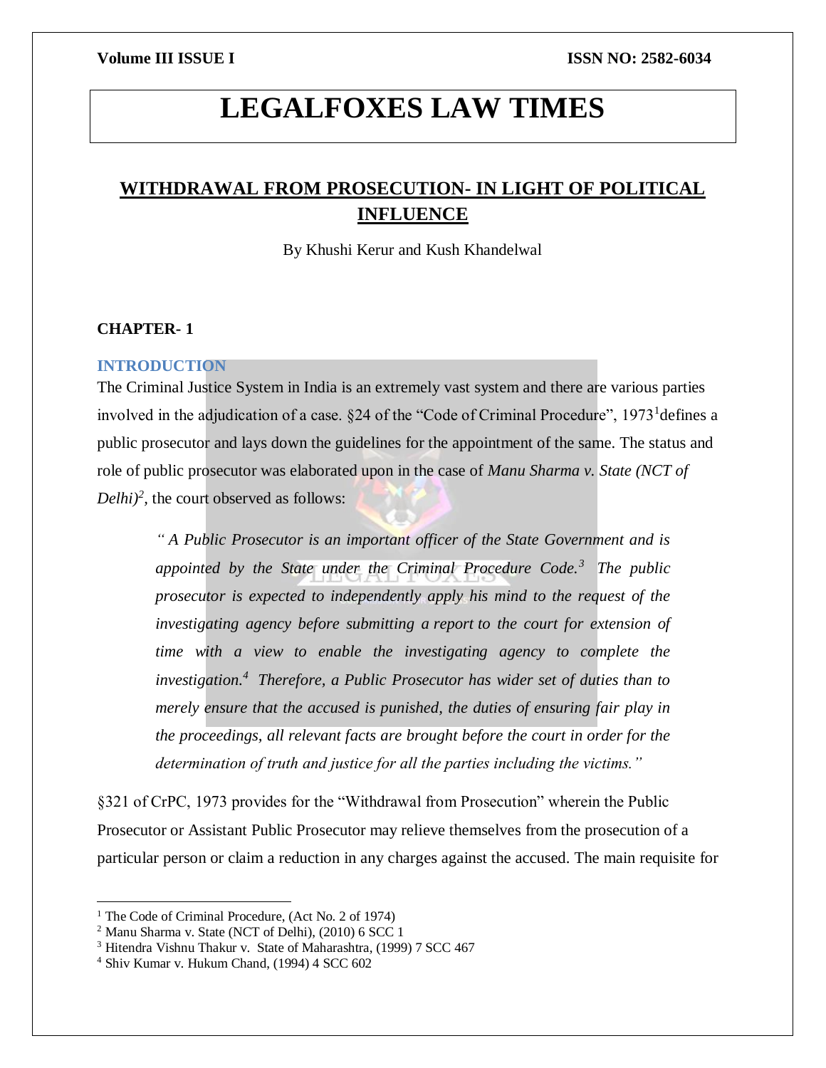# LEGALFOXES LAW TIMES

## WITHDRAWAL FROM PROSECUTION- IN LIGHT OF POLITICAL INFLUENCE

By Khushi Kerur and Kush Khandelwal

### CHAPTER- 1

#### INTRODUCTION

The Criminal Justice System in India is an extremely vast system and there are various parties involved in the adjudication of a case. §24 of the "Code of Criminal Procedure", 1973[1] defines a public prosecutor and lays down the guidelines for the appointment of the same. The status and role of public prosecutor was elaborated upon in the case of *Manu Sharma v. State (NCT of Delhi)*[2], the court observed as follows:

> *" A Public Prosecutor is an important officer of the State Government and is appointed by the State under the Criminal Procedure Code.[3] The public prosecutor is expected to independently apply his mind to the request of the investigating agency before submitting a report to the court for extension of time with a view to enable the investigating agency to complete the investigation.[4] Therefore, a Public Prosecutor has wider set of duties than to merely ensure that the accused is punished, the duties of ensuring fair play in the proceedings, all relevant facts are brought before the court in order for the determination of truth and justice for all the parties including the victims."*

§321 of CrPC, 1973 provides for the "Withdrawal from Prosecution" wherein the Public Prosecutor or Assistant Public Prosecutor may relieve themselves from the prosecution of a particular person or claim a reduction in any charges against the accused. The main requisite for

---

[1] The Code of Criminal Procedure, (Act No. 2 of 1974)

[2] Manu Sharma v. State (NCT of Delhi), (2010) 6 SCC 1

[3] Hitendra Vishnu Thakur v. State of Maharashtra, (1999) 7 SCC 467

[4] Shiv Kumar v. Hukum Chand, (1994) 4 SCC 602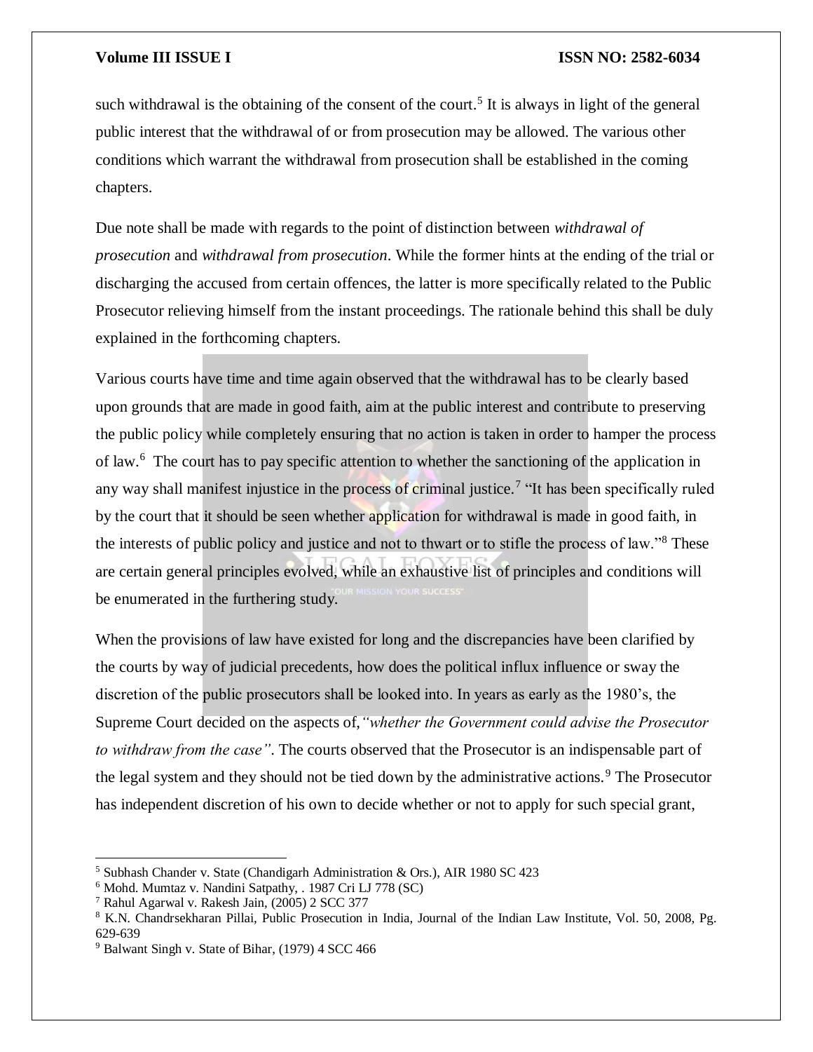such withdrawal is the obtaining of the consent of the court.[5] It is always in light of the general public interest that the withdrawal of or from prosecution may be allowed. The various other conditions which warrant the withdrawal from prosecution shall be established in the coming chapters.

Due note shall be made with regards to the point of distinction between *withdrawal of prosecution* and *withdrawal from prosecution*. While the former hints at the ending of the trial or discharging the accused from certain offences, the latter is more specifically related to the Public Prosecutor relieving himself from the instant proceedings. The rationale behind this shall be duly explained in the forthcoming chapters.

Various courts have time and time again observed that the withdrawal has to be clearly based upon grounds that are made in good faith, aim at the public interest and contribute to preserving the public policy while completely ensuring that no action is taken in order to hamper the process of law.[6] The court has to pay specific attention to whether the sanctioning of the application in any way shall manifest injustice in the process of criminal justice.[7] "It has been specifically ruled by the court that it should be seen whether application for withdrawal is made in good faith, in the interests of public policy and justice and not to thwart or to stifle the process of law."[8] These are certain general principles evolved, while an exhaustive list of principles and conditions will be enumerated in the furthering study.

When the provisions of law have existed for long and the discrepancies have been clarified by the courts by way of judicial precedents, how does the political influx influence or sway the discretion of the public prosecutors shall be looked into. In years as early as the 1980's, the Supreme Court decided on the aspects of,*"whether the Government could advise the Prosecutor to withdraw from the case"*. The courts observed that the Prosecutor is an indispensable part of the legal system and they should not be tied down by the administrative actions.[9] The Prosecutor has independent discretion of his own to decide whether or not to apply for such special grant,

---

[5] Subhash Chander v. State (Chandigarh Administration & Ors.), AIR 1980 SC 423

[6] Mohd. Mumtaz v. Nandini Satpathy, . 1987 Cri LJ 778 (SC)

[7] Rahul Agarwal v. Rakesh Jain, (2005) 2 SCC 377

[8] K.N. Chandrsekharan Pillai, Public Prosecution in India, Journal of the Indian Law Institute, Vol. 50, 2008, Pg. 629-639

[9] Balwant Singh v. State of Bihar, (1979) 4 SCC 466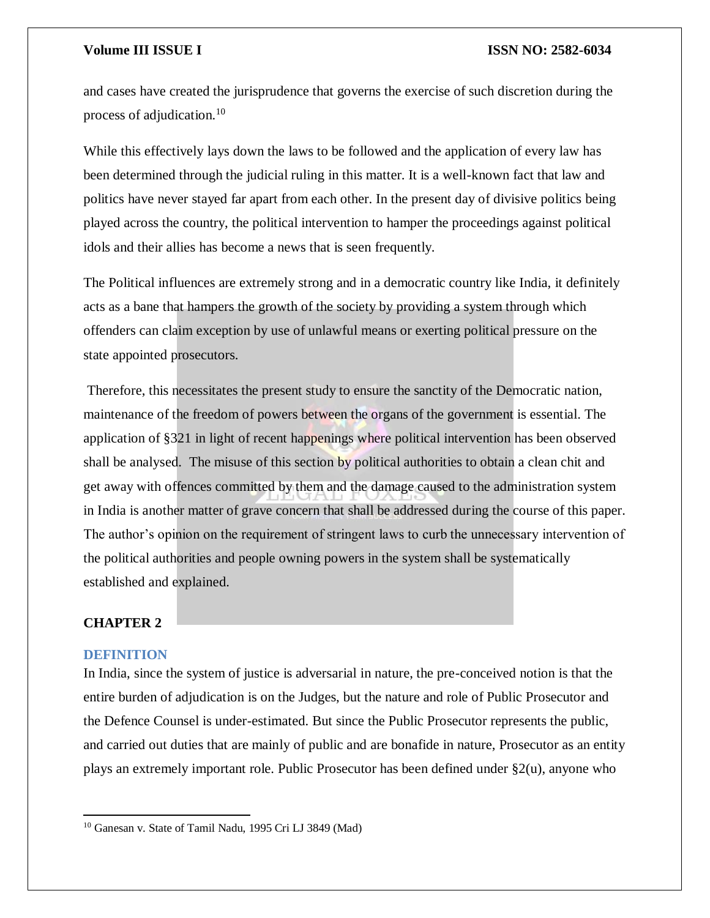and cases have created the jurisprudence that governs the exercise of such discretion during the process of adjudication.[10]

While this effectively lays down the laws to be followed and the application of every law has been determined through the judicial ruling in this matter. It is a well-known fact that law and politics have never stayed far apart from each other. In the present day of divisive politics being played across the country, the political intervention to hamper the proceedings against political idols and their allies has become a news that is seen frequently.

The Political influences are extremely strong and in a democratic country like India, it definitely acts as a bane that hampers the growth of the society by providing a system through which offenders can claim exception by use of unlawful means or exerting political pressure on the state appointed prosecutors.

Therefore, this necessitates the present study to ensure the sanctity of the Democratic nation, maintenance of the freedom of powers between the organs of the government is essential. The application of §321 in light of recent happenings where political intervention has been observed shall be analysed. The misuse of this section by political authorities to obtain a clean chit and get away with offences committed by them and the damage caused to the administration system in India is another matter of grave concern that shall be addressed during the course of this paper. The author's opinion on the requirement of stringent laws to curb the unnecessary intervention of the political authorities and people owning powers in the system shall be systematically established and explained.

## CHAPTER 2

### DEFINITION

In India, since the system of justice is adversarial in nature, the pre-conceived notion is that the entire burden of adjudication is on the Judges, but the nature and role of Public Prosecutor and the Defence Counsel is under-estimated. But since the Public Prosecutor represents the public, and carried out duties that are mainly of public and are bonafide in nature, Prosecutor as an entity plays an extremely important role. Public Prosecutor has been defined under §2(u), anyone who

[10] Ganesan v. State of Tamil Nadu, 1995 Cri LJ 3849 (Mad)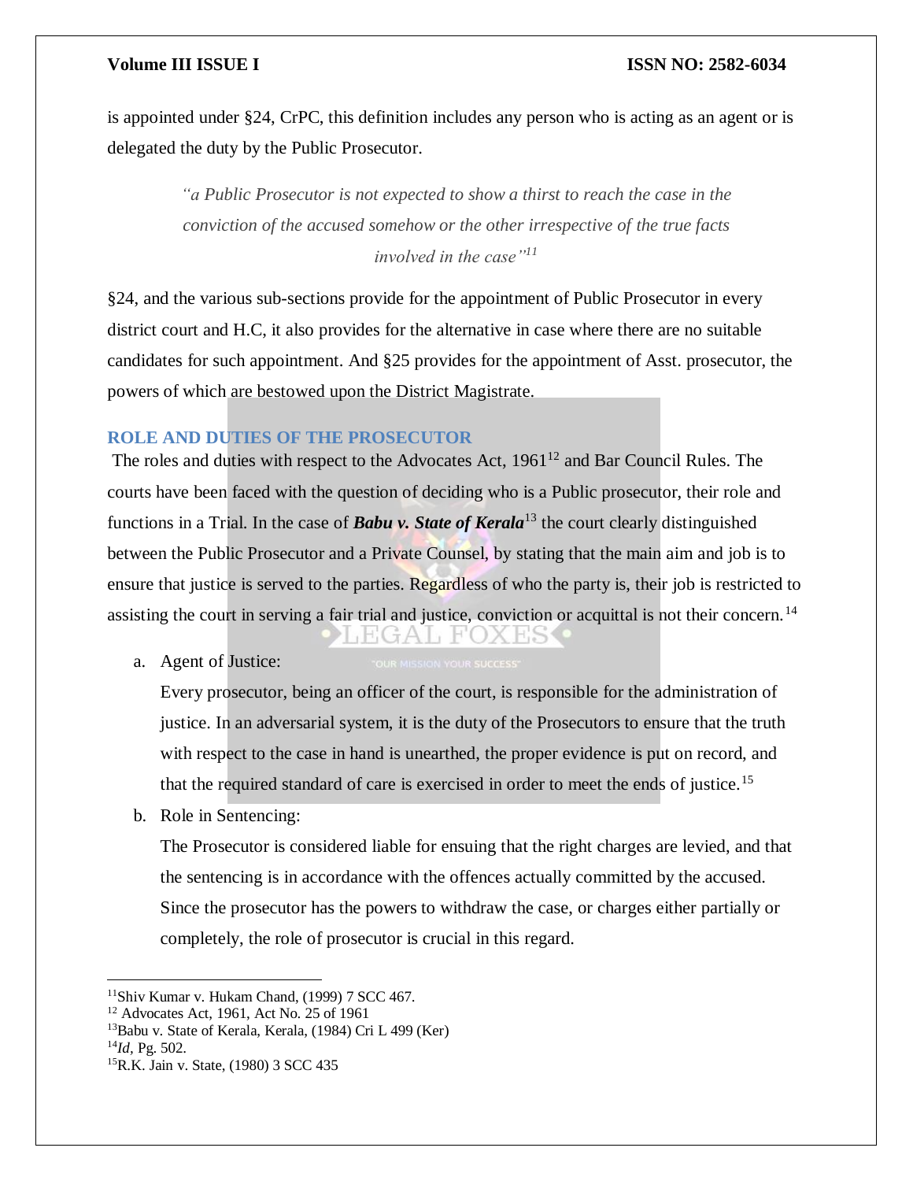is appointed under §24, CrPC, this definition includes any person who is acting as an agent or is delegated the duty by the Public Prosecutor.

> *"a Public Prosecutor is not expected to show a thirst to reach the case in the conviction of the accused somehow or the other irrespective of the true facts involved in the case"*[11]

§24, and the various sub-sections provide for the appointment of Public Prosecutor in every district court and H.C, it also provides for the alternative in case where there are no suitable candidates for such appointment. And §25 provides for the appointment of Asst. prosecutor, the powers of which are bestowed upon the District Magistrate.

## ROLE AND DUTIES OF THE PROSECUTOR

The roles and duties with respect to the Advocates Act, 1961[12] and Bar Council Rules. The courts have been faced with the question of deciding who is a Public prosecutor, their role and functions in a Trial. In the case of ***Babu v. State of Kerala***[13] the court clearly distinguished between the Public Prosecutor and a Private Counsel, by stating that the main aim and job is to ensure that justice is served to the parties. Regardless of who the party is, their job is restricted to assisting the court in serving a fair trial and justice, conviction or acquittal is not their concern.[14]

a. Agent of Justice:

   Every prosecutor, being an officer of the court, is responsible for the administration of justice. In an adversarial system, it is the duty of the Prosecutors to ensure that the truth with respect to the case in hand is unearthed, the proper evidence is put on record, and that the required standard of care is exercised in order to meet the ends of justice.[15]

b. Role in Sentencing:

   The Prosecutor is considered liable for ensuing that the right charges are levied, and that the sentencing is in accordance with the offences actually committed by the accused. Since the prosecutor has the powers to withdraw the case, or charges either partially or completely, the role of prosecutor is crucial in this regard.

---

[11] Shiv Kumar v. Hukam Chand, (1999) 7 SCC 467.

[12] Advocates Act, 1961, Act No. 25 of 1961

[13] Babu v. State of Kerala, Kerala, (1984) Cri L 499 (Ker)

[14] *Id*, Pg. 502.

[15] R.K. Jain v. State, (1980) 3 SCC 435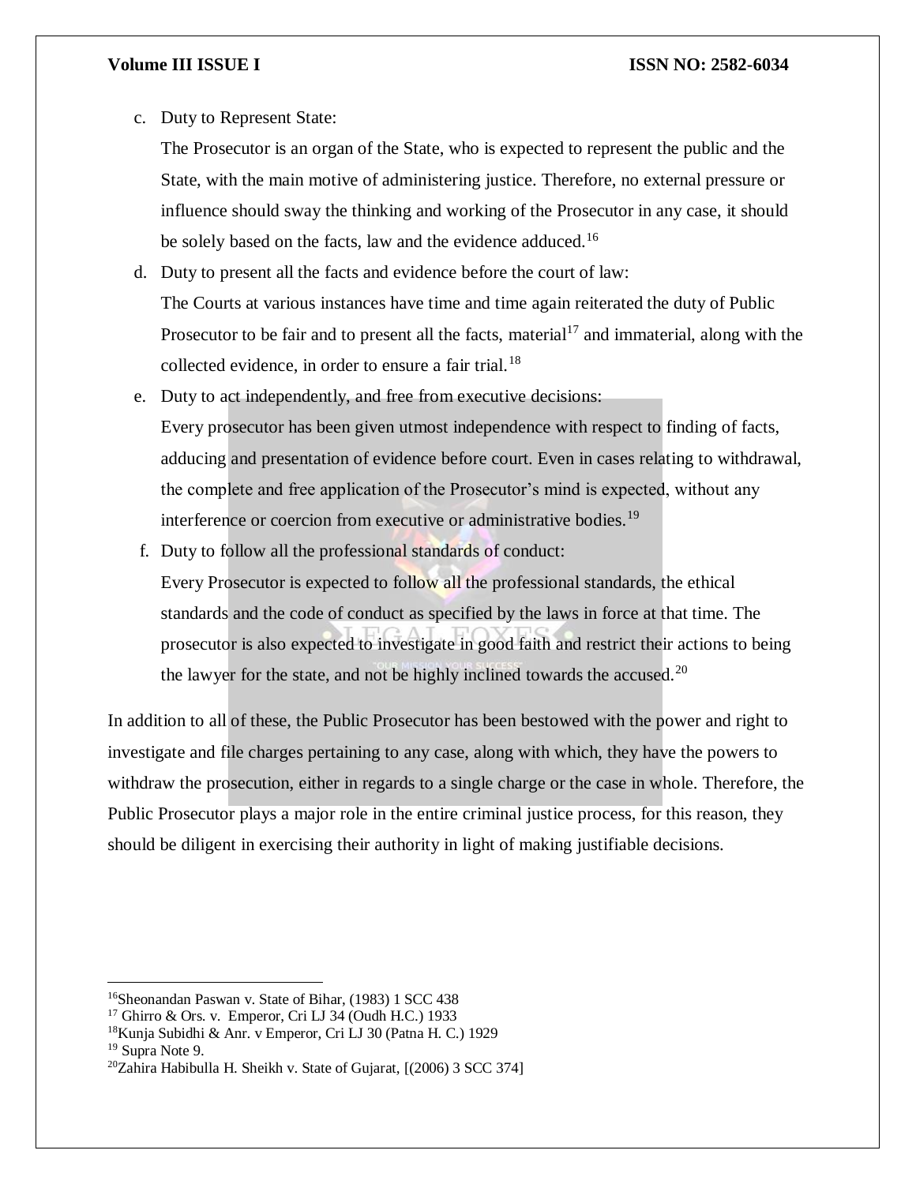c. Duty to Represent State:

   The Prosecutor is an organ of the State, who is expected to represent the public and the State, with the main motive of administering justice. Therefore, no external pressure or influence should sway the thinking and working of the Prosecutor in any case, it should be solely based on the facts, law and the evidence adduced.[16]

d. Duty to present all the facts and evidence before the court of law:

   The Courts at various instances have time and time again reiterated the duty of Public Prosecutor to be fair and to present all the facts, material[17] and immaterial, along with the collected evidence, in order to ensure a fair trial.[18]

e. Duty to act independently, and free from executive decisions:

   Every prosecutor has been given utmost independence with respect to finding of facts, adducing and presentation of evidence before court. Even in cases relating to withdrawal, the complete and free application of the Prosecutor's mind is expected, without any interference or coercion from executive or administrative bodies.[19]

f. Duty to follow all the professional standards of conduct:

   Every Prosecutor is expected to follow all the professional standards, the ethical standards and the code of conduct as specified by the laws in force at that time. The prosecutor is also expected to investigate in good faith and restrict their actions to being the lawyer for the state, and not be highly inclined towards the accused.[20]

In addition to all of these, the Public Prosecutor has been bestowed with the power and right to investigate and file charges pertaining to any case, along with which, they have the powers to withdraw the prosecution, either in regards to a single charge or the case in whole. Therefore, the Public Prosecutor plays a major role in the entire criminal justice process, for this reason, they should be diligent in exercising their authority in light of making justifiable decisions.

---

[16] Sheonandan Paswan v. State of Bihar, (1983) 1 SCC 438
[17] Ghirro & Ors. v. Emperor, Cri LJ 34 (Oudh H.C.) 1933
[18] Kunja Subidhi & Anr. v Emperor, Cri LJ 30 (Patna H. C.) 1929
[19] Supra Note 9.
[20] Zahira Habibulla H. Sheikh v. State of Gujarat, [(2006) 3 SCC 374]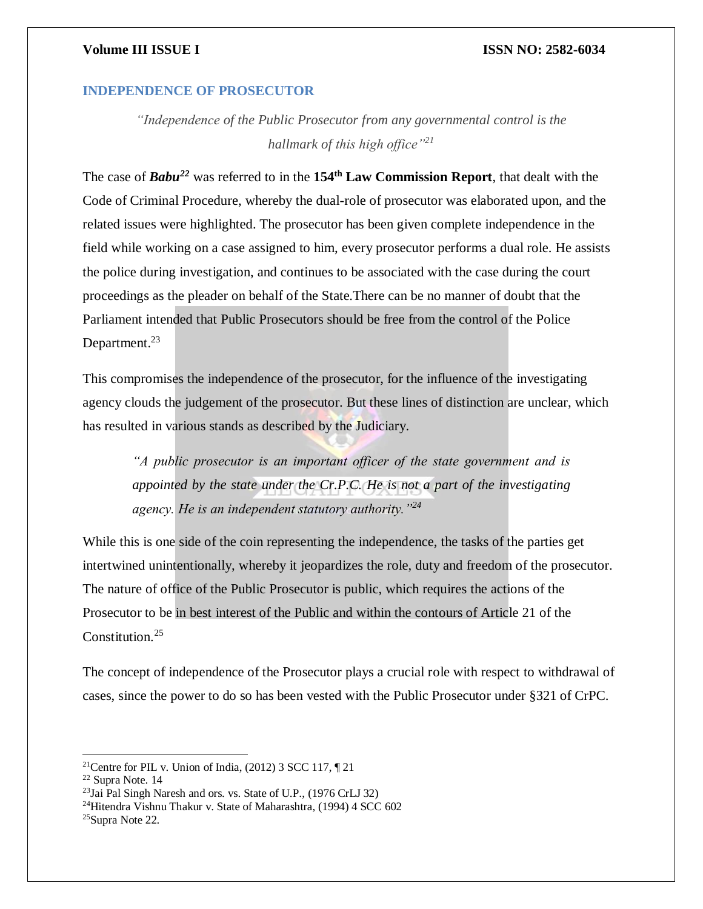## INDEPENDENCE OF PROSECUTOR

> *"Independence of the Public Prosecutor from any governmental control is the hallmark of this high office"*[21]

The case of ***Babu***[22] was referred to in the **154th Law Commission Report**, that dealt with the Code of Criminal Procedure, whereby the dual-role of prosecutor was elaborated upon, and the related issues were highlighted. The prosecutor has been given complete independence in the field while working on a case assigned to him, every prosecutor performs a dual role. He assists the police during investigation, and continues to be associated with the case during the court proceedings as the pleader on behalf of the State.There can be no manner of doubt that the Parliament intended that Public Prosecutors should be free from the control of the Police Department.[23]

This compromises the independence of the prosecutor, for the influence of the investigating agency clouds the judgement of the prosecutor. But these lines of distinction are unclear, which has resulted in various stands as described by the Judiciary.

> *"A public prosecutor is an important officer of the state government and is appointed by the state under the Cr.P.C. He is not a part of the investigating agency. He is an independent statutory authority."*[24]

While this is one side of the coin representing the independence, the tasks of the parties get intertwined unintentionally, whereby it jeopardizes the role, duty and freedom of the prosecutor. The nature of office of the Public Prosecutor is public, which requires the actions of the Prosecutor to be in best interest of the Public and within the contours of Article 21 of the Constitution.[25]

The concept of independence of the Prosecutor plays a crucial role with respect to withdrawal of cases, since the power to do so has been vested with the Public Prosecutor under §321 of CrPC.

---

[21] Centre for PIL v. Union of India, (2012) 3 SCC 117, ¶ 21
[22] Supra Note. 14
[23] Jai Pal Singh Naresh and ors. vs. State of U.P., (1976 CrLJ 32)
[24] Hitendra Vishnu Thakur v. State of Maharashtra, (1994) 4 SCC 602
[25] Supra Note 22.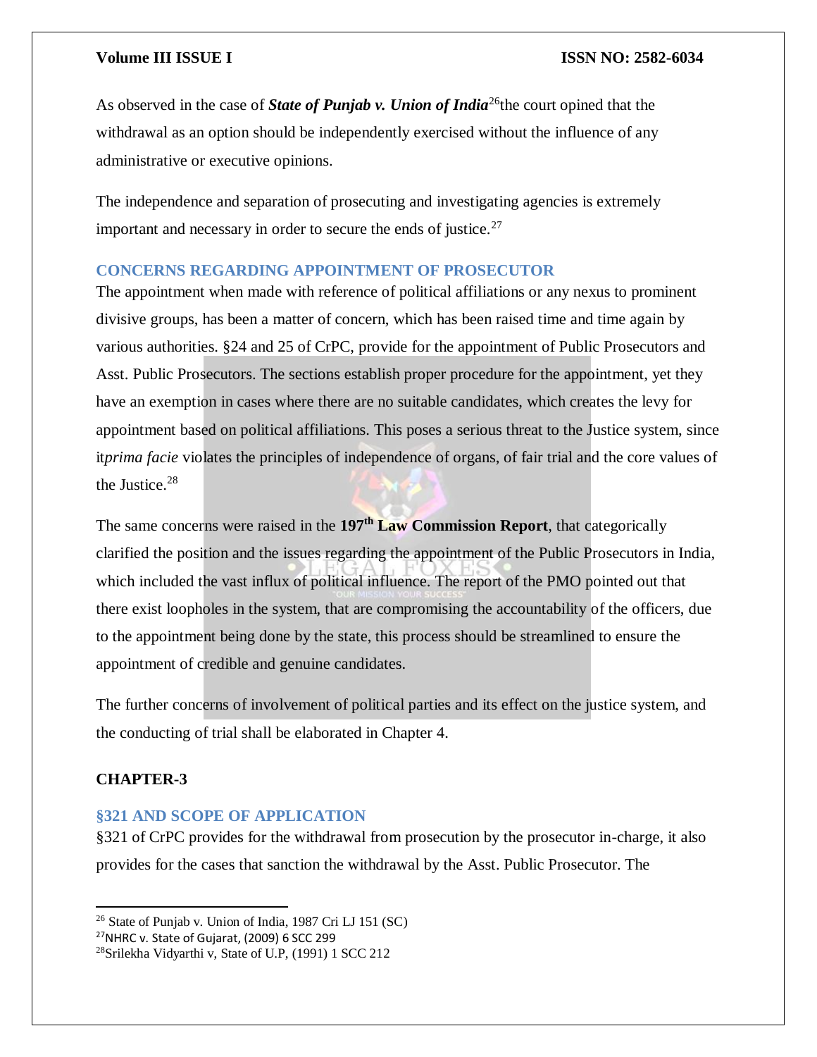As observed in the case of ***State of Punjab v. Union of India***[26]the court opined that the withdrawal as an option should be independently exercised without the influence of any administrative or executive opinions.

The independence and separation of prosecuting and investigating agencies is extremely important and necessary in order to secure the ends of justice.[27]

### CONCERNS REGARDING APPOINTMENT OF PROSECUTOR

The appointment when made with reference of political affiliations or any nexus to prominent divisive groups, has been a matter of concern, which has been raised time and time again by various authorities. §24 and 25 of CrPC, provide for the appointment of Public Prosecutors and Asst. Public Prosecutors. The sections establish proper procedure for the appointment, yet they have an exemption in cases where there are no suitable candidates, which creates the levy for appointment based on political affiliations. This poses a serious threat to the Justice system, since it*prima facie* violates the principles of independence of organs, of fair trial and the core values of the Justice.[28]

The same concerns were raised in the **197th Law Commission Report**, that categorically clarified the position and the issues regarding the appointment of the Public Prosecutors in India, which included the vast influx of political influence. The report of the PMO pointed out that there exist loopholes in the system, that are compromising the accountability of the officers, due to the appointment being done by the state, this process should be streamlined to ensure the appointment of credible and genuine candidates.

The further concerns of involvement of political parties and its effect on the justice system, and the conducting of trial shall be elaborated in Chapter 4.

## CHAPTER-3

### §321 AND SCOPE OF APPLICATION

§321 of CrPC provides for the withdrawal from prosecution by the prosecutor in-charge, it also provides for the cases that sanction the withdrawal by the Asst. Public Prosecutor. The

---

[26] State of Punjab v. Union of India, 1987 Cri LJ 151 (SC)

[27] NHRC v. State of Gujarat, (2009) 6 SCC 299

[28] Srilekha Vidyarthi v, State of U.P, (1991) 1 SCC 212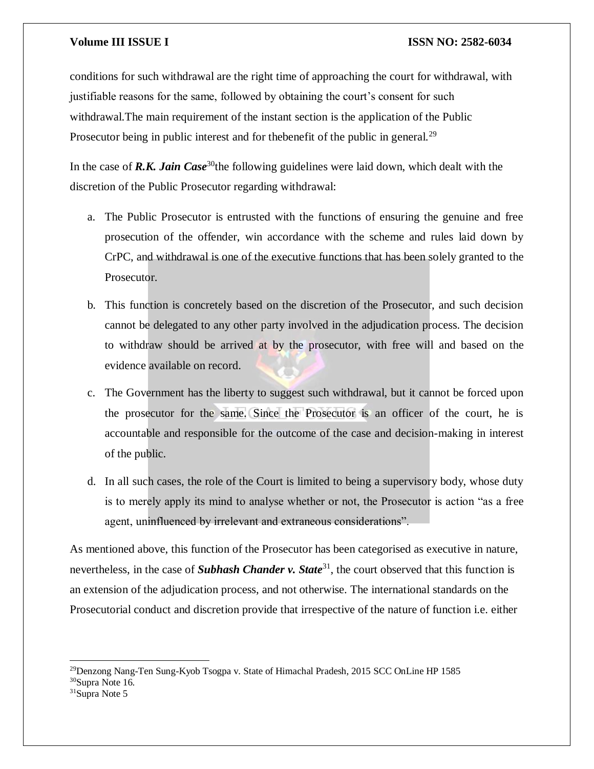conditions for such withdrawal are the right time of approaching the court for withdrawal, with justifiable reasons for the same, followed by obtaining the court's consent for such withdrawal.The main requirement of the instant section is the application of the Public Prosecutor being in public interest and for thebenefit of the public in general.[29]

In the case of ***R.K. Jain Case***[30]the following guidelines were laid down, which dealt with the discretion of the Public Prosecutor regarding withdrawal:

a. The Public Prosecutor is entrusted with the functions of ensuring the genuine and free prosecution of the offender, win accordance with the scheme and rules laid down by CrPC, and withdrawal is one of the executive functions that has been solely granted to the Prosecutor.

b. This function is concretely based on the discretion of the Prosecutor, and such decision cannot be delegated to any other party involved in the adjudication process. The decision to withdraw should be arrived at by the prosecutor, with free will and based on the evidence available on record.

c. The Government has the liberty to suggest such withdrawal, but it cannot be forced upon the prosecutor for the same. Since the Prosecutor is an officer of the court, he is accountable and responsible for the outcome of the case and decision-making in interest of the public.

d. In all such cases, the role of the Court is limited to being a supervisory body, whose duty is to merely apply its mind to analyse whether or not, the Prosecutor is action "as a free agent, uninfluenced by irrelevant and extraneous considerations".

As mentioned above, this function of the Prosecutor has been categorised as executive in nature, nevertheless, in the case of ***Subhash Chander v. State***[31], the court observed that this function is an extension of the adjudication process, and not otherwise. The international standards on the Prosecutorial conduct and discretion provide that irrespective of the nature of function i.e. either

---

[29]Denzong Nang-Ten Sung-Kyob Tsogpa v. State of Himachal Pradesh, 2015 SCC OnLine HP 1585

[30]Supra Note 16.

[31]Supra Note 5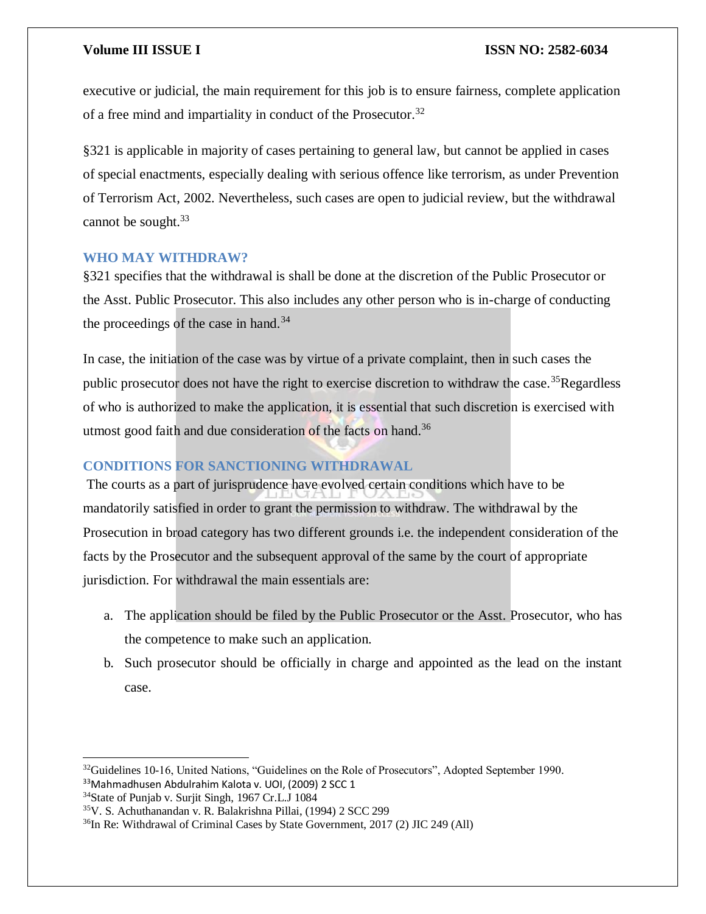executive or judicial, the main requirement for this job is to ensure fairness, complete application of a free mind and impartiality in conduct of the Prosecutor.[32]

§321 is applicable in majority of cases pertaining to general law, but cannot be applied in cases of special enactments, especially dealing with serious offence like terrorism, as under Prevention of Terrorism Act, 2002. Nevertheless, such cases are open to judicial review, but the withdrawal cannot be sought.[33]

### WHO MAY WITHDRAW?

§321 specifies that the withdrawal is shall be done at the discretion of the Public Prosecutor or the Asst. Public Prosecutor. This also includes any other person who is in-charge of conducting the proceedings of the case in hand.[34]

In case, the initiation of the case was by virtue of a private complaint, then in such cases the public prosecutor does not have the right to exercise discretion to withdraw the case.[35]Regardless of who is authorized to make the application, it is essential that such discretion is exercised with utmost good faith and due consideration of the facts on hand.[36]

### CONDITIONS FOR SANCTIONING WITHDRAWAL

The courts as a part of jurisprudence have evolved certain conditions which have to be mandatorily satisfied in order to grant the permission to withdraw. The withdrawal by the Prosecution in broad category has two different grounds i.e. the independent consideration of the facts by the Prosecutor and the subsequent approval of the same by the court of appropriate jurisdiction. For withdrawal the main essentials are:

a. The application should be filed by the Public Prosecutor or the Asst. Prosecutor, who has the competence to make such an application.
b. Such prosecutor should be officially in charge and appointed as the lead on the instant case.

---

[32]Guidelines 10-16, United Nations, "Guidelines on the Role of Prosecutors", Adopted September 1990.

[33]Mahmadhusen Abdulrahim Kalota v. UOI, (2009) 2 SCC 1

[34]State of Punjab v. Surjit Singh, 1967 Cr.L.J 1084

[35]V. S. Achuthanandan v. R. Balakrishna Pillai, (1994) 2 SCC 299

[36]In Re: Withdrawal of Criminal Cases by State Government, 2017 (2) JIC 249 (All)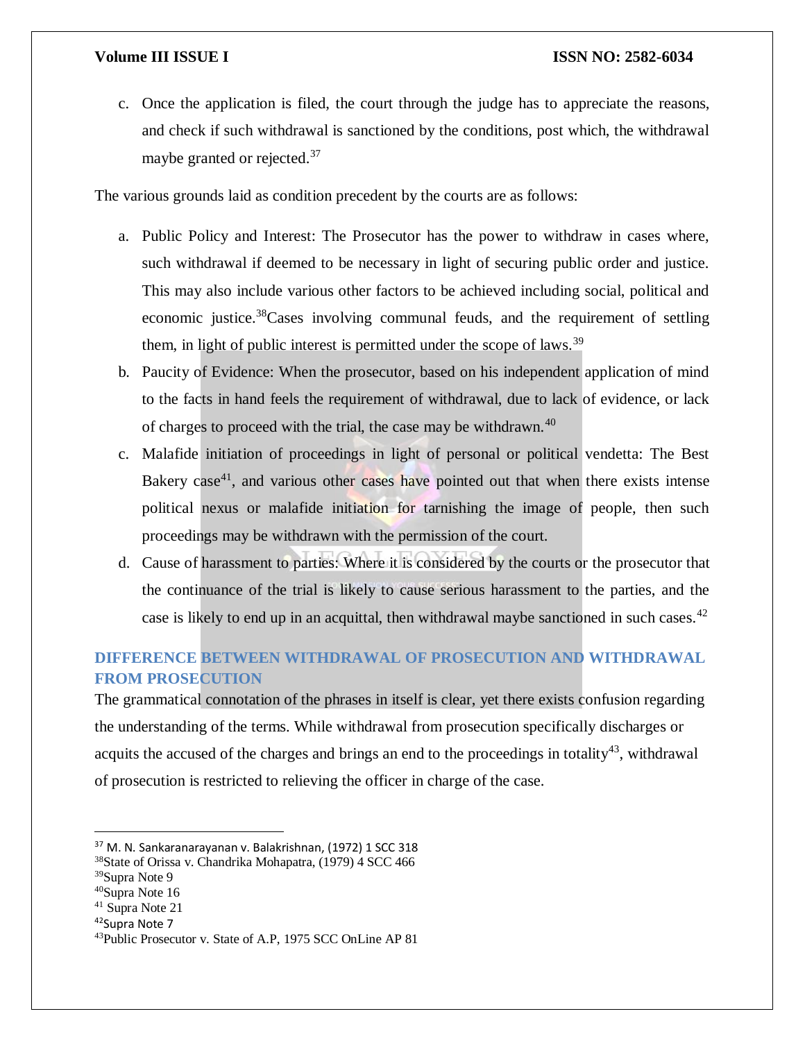c. Once the application is filed, the court through the judge has to appreciate the reasons, and check if such withdrawal is sanctioned by the conditions, post which, the withdrawal maybe granted or rejected.[37]

The various grounds laid as condition precedent by the courts are as follows:

a. Public Policy and Interest: The Prosecutor has the power to withdraw in cases where, such withdrawal if deemed to be necessary in light of securing public order and justice. This may also include various other factors to be achieved including social, political and economic justice.[38]Cases involving communal feuds, and the requirement of settling them, in light of public interest is permitted under the scope of laws.[39]
b. Paucity of Evidence: When the prosecutor, based on his independent application of mind to the facts in hand feels the requirement of withdrawal, due to lack of evidence, or lack of charges to proceed with the trial, the case may be withdrawn.[40]
c. Malafide initiation of proceedings in light of personal or political vendetta: The Best Bakery case[41], and various other cases have pointed out that when there exists intense political nexus or malafide initiation for tarnishing the image of people, then such proceedings may be withdrawn with the permission of the court.
d. Cause of harassment to parties: Where it is considered by the courts or the prosecutor that the continuance of the trial is likely to cause serious harassment to the parties, and the case is likely to end up in an acquittal, then withdrawal maybe sanctioned in such cases.[42]

## DIFFERENCE BETWEEN WITHDRAWAL OF PROSECUTION AND WITHDRAWAL FROM PROSECUTION

The grammatical connotation of the phrases in itself is clear, yet there exists confusion regarding the understanding of the terms. While withdrawal from prosecution specifically discharges or acquits the accused of the charges and brings an end to the proceedings in totality[43], withdrawal of prosecution is restricted to relieving the officer in charge of the case.

---

[37] M. N. Sankaranarayanan v. Balakrishnan, (1972) 1 SCC 318
[38] State of Orissa v. Chandrika Mohapatra, (1979) 4 SCC 466
[39] Supra Note 9
[40] Supra Note 16
[41] Supra Note 21
[42] Supra Note 7
[43] Public Prosecutor v. State of A.P, 1975 SCC OnLine AP 81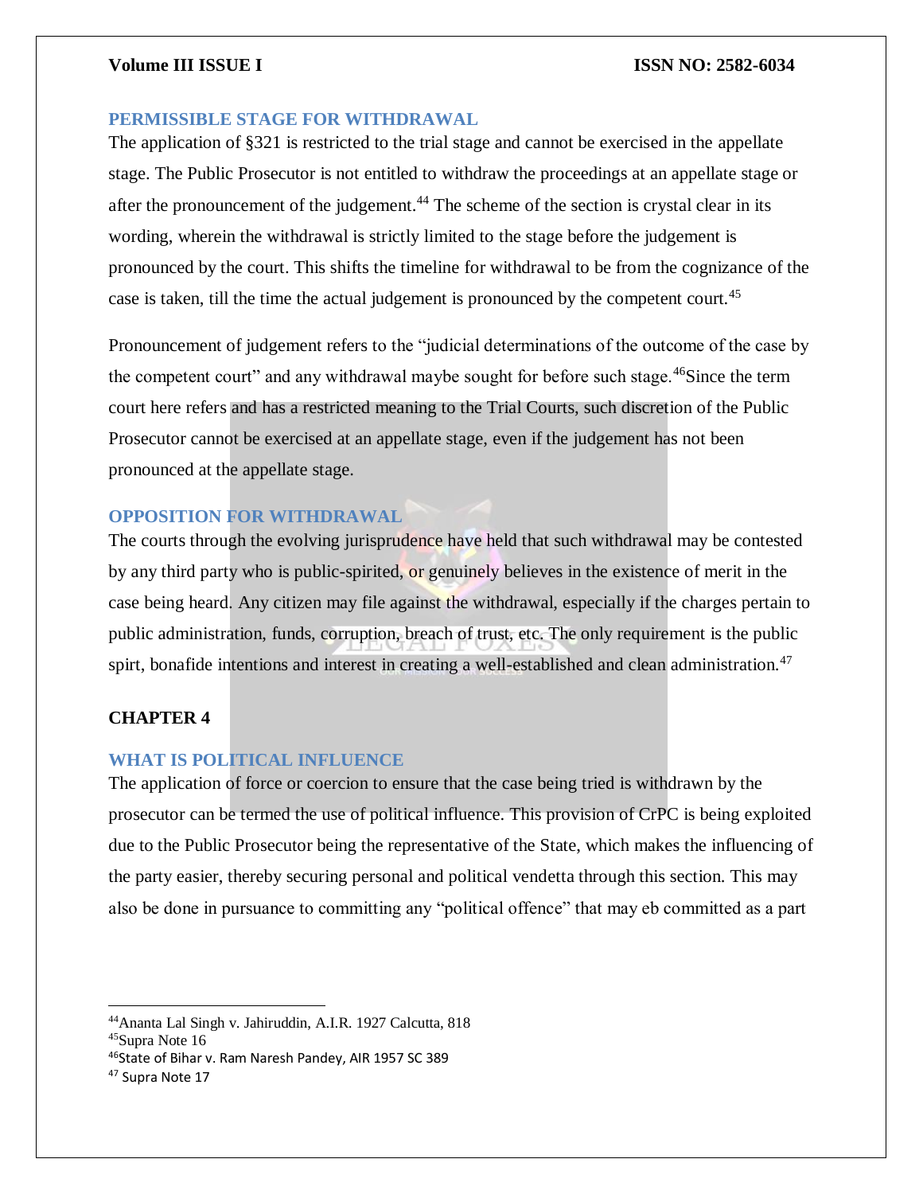## PERMISSIBLE STAGE FOR WITHDRAWAL

The application of §321 is restricted to the trial stage and cannot be exercised in the appellate stage. The Public Prosecutor is not entitled to withdraw the proceedings at an appellate stage or after the pronouncement of the judgement.[44] The scheme of the section is crystal clear in its wording, wherein the withdrawal is strictly limited to the stage before the judgement is pronounced by the court. This shifts the timeline for withdrawal to be from the cognizance of the case is taken, till the time the actual judgement is pronounced by the competent court.[45]

Pronouncement of judgement refers to the "judicial determinations of the outcome of the case by the competent court" and any withdrawal maybe sought for before such stage.[46]Since the term court here refers and has a restricted meaning to the Trial Courts, such discretion of the Public Prosecutor cannot be exercised at an appellate stage, even if the judgement has not been pronounced at the appellate stage.

## OPPOSITION FOR WITHDRAWAL

The courts through the evolving jurisprudence have held that such withdrawal may be contested by any third party who is public-spirited, or genuinely believes in the existence of merit in the case being heard. Any citizen may file against the withdrawal, especially if the charges pertain to public administration, funds, corruption, breach of trust, etc. The only requirement is the public spirt, bonafide intentions and interest in creating a well-established and clean administration.[47]

# CHAPTER 4

## WHAT IS POLITICAL INFLUENCE

The application of force or coercion to ensure that the case being tried is withdrawn by the prosecutor can be termed the use of political influence. This provision of CrPC is being exploited due to the Public Prosecutor being the representative of the State, which makes the influencing of the party easier, thereby securing personal and political vendetta through this section. This may also be done in pursuance to committing any "political offence" that may eb committed as a part

---

[44]Ananta Lal Singh v. Jahiruddin, A.I.R. 1927 Calcutta, 818

[45]Supra Note 16

[46]State of Bihar v. Ram Naresh Pandey, AIR 1957 SC 389

[47] Supra Note 17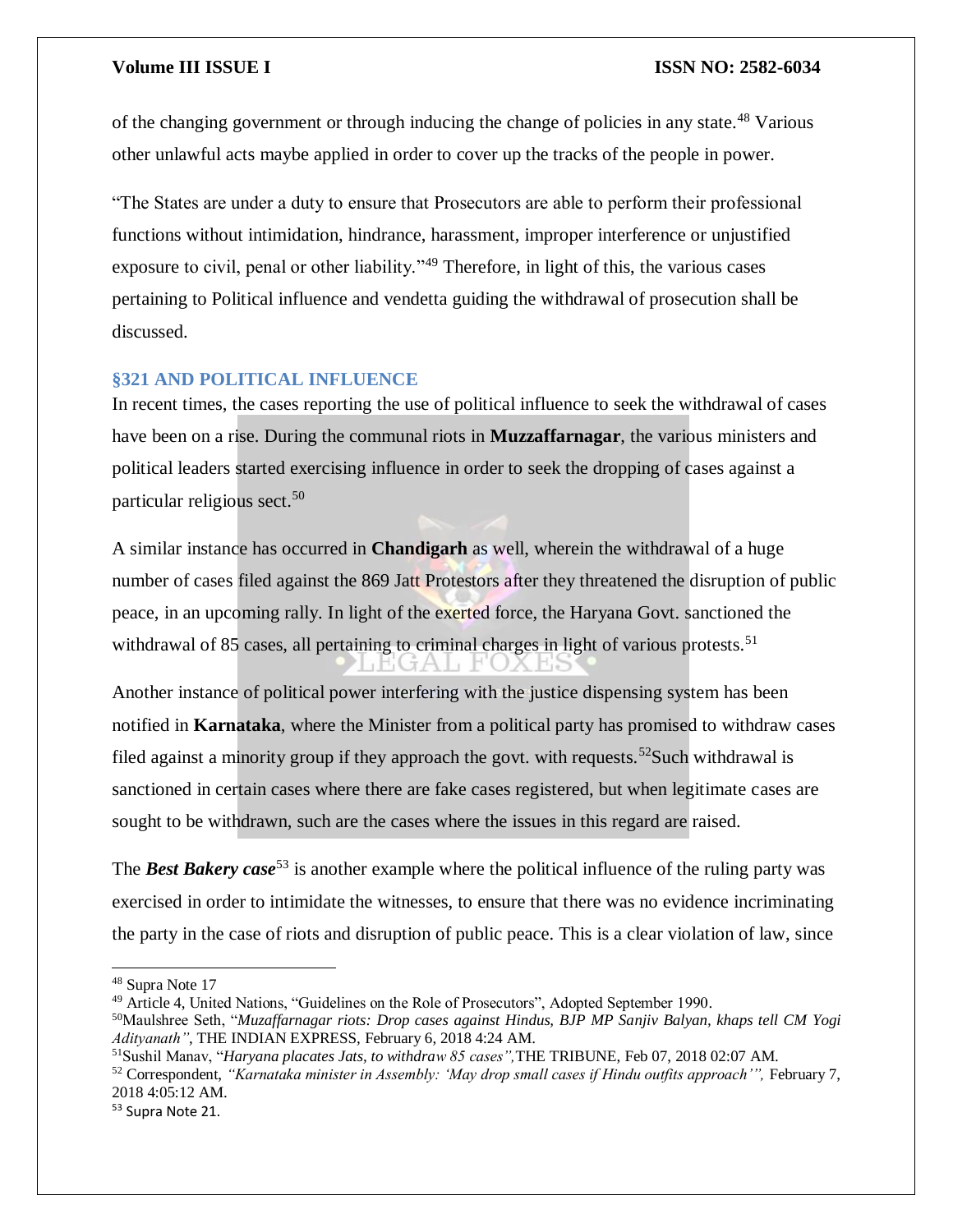of the changing government or through inducing the change of policies in any state.[48] Various other unlawful acts maybe applied in order to cover up the tracks of the people in power.

"The States are under a duty to ensure that Prosecutors are able to perform their professional functions without intimidation, hindrance, harassment, improper interference or unjustified exposure to civil, penal or other liability."[49] Therefore, in light of this, the various cases pertaining to Political influence and vendetta guiding the withdrawal of prosecution shall be discussed.

### §321 AND POLITICAL INFLUENCE

In recent times, the cases reporting the use of political influence to seek the withdrawal of cases have been on a rise. During the communal riots in **Muzzaffarnagar**, the various ministers and political leaders started exercising influence in order to seek the dropping of cases against a particular religious sect.[50]

A similar instance has occurred in **Chandigarh** as well, wherein the withdrawal of a huge number of cases filed against the 869 Jatt Protestors after they threatened the disruption of public peace, in an upcoming rally. In light of the exerted force, the Haryana Govt. sanctioned the withdrawal of 85 cases, all pertaining to criminal charges in light of various protests.[51]

Another instance of political power interfering with the justice dispensing system has been notified in **Karnataka**, where the Minister from a political party has promised to withdraw cases filed against a minority group if they approach the govt. with requests.[52]Such withdrawal is sanctioned in certain cases where there are fake cases registered, but when legitimate cases are sought to be withdrawn, such are the cases where the issues in this regard are raised.

The ***Best Bakery case***[53] is another example where the political influence of the ruling party was exercised in order to intimidate the witnesses, to ensure that there was no evidence incriminating the party in the case of riots and disruption of public peace. This is a clear violation of law, since

---

[48] Supra Note 17

[49] Article 4, United Nations, "Guidelines on the Role of Prosecutors", Adopted September 1990.

[50] Maulshree Seth, "*Muzaffarnagar riots: Drop cases against Hindus, BJP MP Sanjiv Balyan, khaps tell CM Yogi Adityanath"*, THE INDIAN EXPRESS, February 6, 2018 4:24 AM.

[51] Sushil Manav, "*Haryana placates Jats, to withdraw 85 cases",*THE TRIBUNE, Feb 07, 2018 02:07 AM.

[52] Correspondent, *"Karnataka minister in Assembly: 'May drop small cases if Hindu outfits approach'",* February 7, 2018 4:05:12 AM.

[53] Supra Note 21.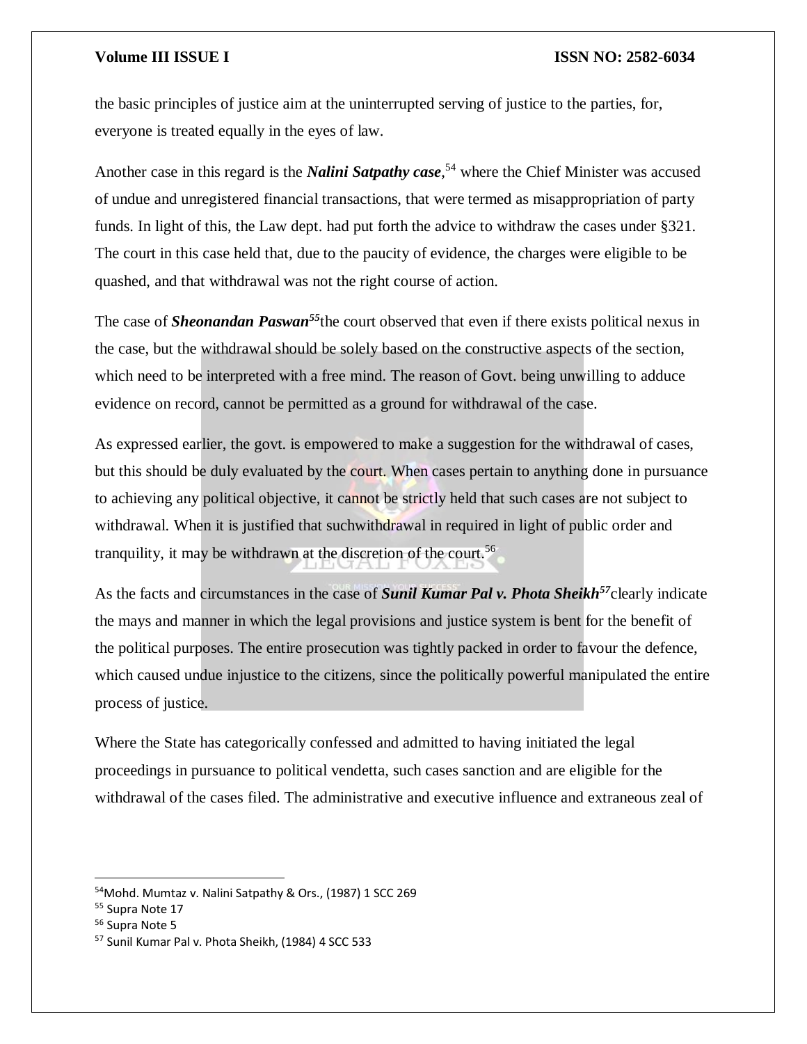the basic principles of justice aim at the uninterrupted serving of justice to the parties, for, everyone is treated equally in the eyes of law.

Another case in this regard is the ***Nalini Satpathy case***,[54] where the Chief Minister was accused of undue and unregistered financial transactions, that were termed as misappropriation of party funds. In light of this, the Law dept. had put forth the advice to withdraw the cases under §321. The court in this case held that, due to the paucity of evidence, the charges were eligible to be quashed, and that withdrawal was not the right course of action.

The case of ***Sheonandan Paswan***[55]the court observed that even if there exists political nexus in the case, but the withdrawal should be solely based on the constructive aspects of the section, which need to be interpreted with a free mind. The reason of Govt. being unwilling to adduce evidence on record, cannot be permitted as a ground for withdrawal of the case.

As expressed earlier, the govt. is empowered to make a suggestion for the withdrawal of cases, but this should be duly evaluated by the court. When cases pertain to anything done in pursuance to achieving any political objective, it cannot be strictly held that such cases are not subject to withdrawal. When it is justified that suchwithdrawal in required in light of public order and tranquility, it may be withdrawn at the discretion of the court.[56]

As the facts and circumstances in the case of ***Sunil Kumar Pal v. Phota Sheikh***[57]clearly indicate the mays and manner in which the legal provisions and justice system is bent for the benefit of the political purposes. The entire prosecution was tightly packed in order to favour the defence, which caused undue injustice to the citizens, since the politically powerful manipulated the entire process of justice.

Where the State has categorically confessed and admitted to having initiated the legal proceedings in pursuance to political vendetta, such cases sanction and are eligible for the withdrawal of the cases filed. The administrative and executive influence and extraneous zeal of

---

[54]Mohd. Mumtaz v. Nalini Satpathy & Ors., (1987) 1 SCC 269

[55] Supra Note 17

[56] Supra Note 5

[57] Sunil Kumar Pal v. Phota Sheikh, (1984) 4 SCC 533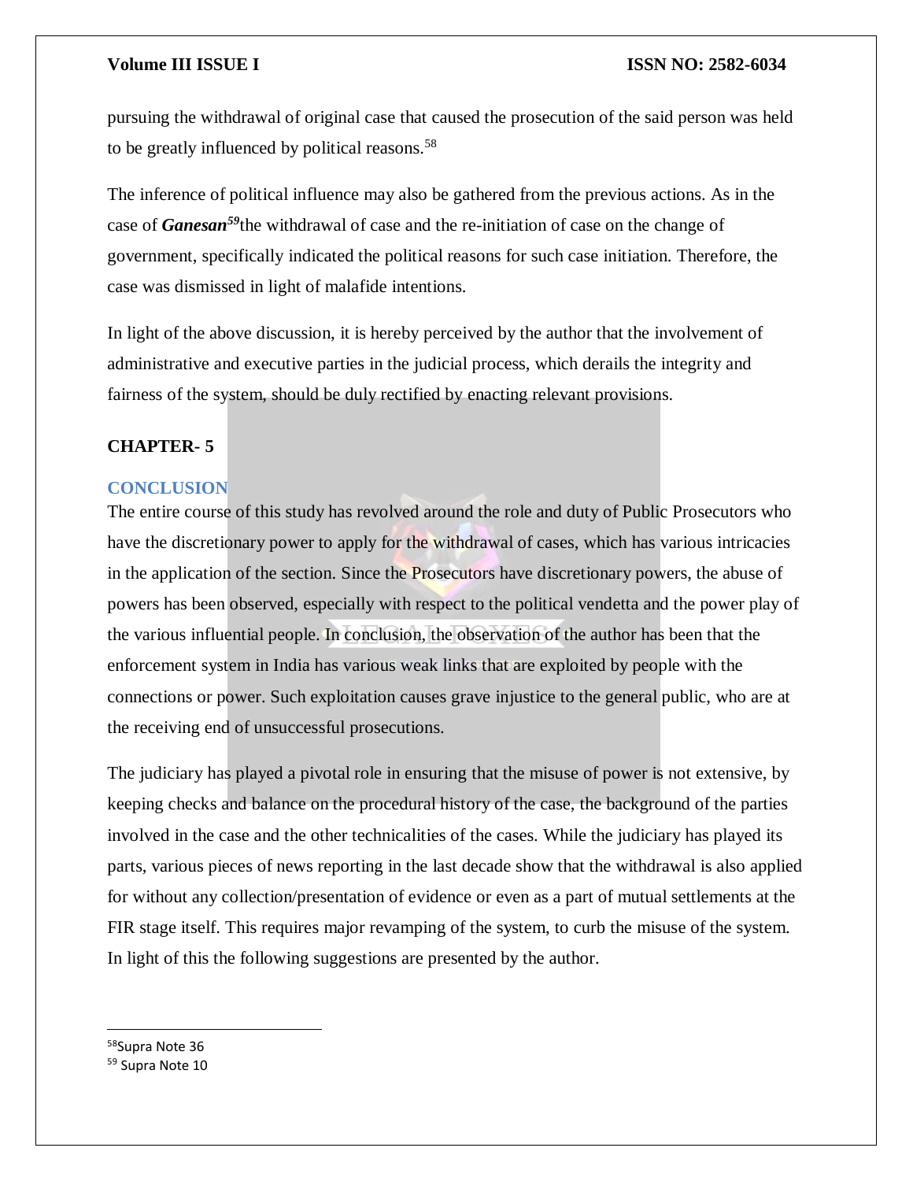pursuing the withdrawal of original case that caused the prosecution of the said person was held to be greatly influenced by political reasons.[58]

The inference of political influence may also be gathered from the previous actions. As in the case of ***Ganesan***[59] the withdrawal of case and the re-initiation of case on the change of government, specifically indicated the political reasons for such case initiation. Therefore, the case was dismissed in light of malafide intentions.

In light of the above discussion, it is hereby perceived by the author that the involvement of administrative and executive parties in the judicial process, which derails the integrity and fairness of the system, should be duly rectified by enacting relevant provisions.

## CHAPTER- 5

### CONCLUSION

The entire course of this study has revolved around the role and duty of Public Prosecutors who have the discretionary power to apply for the withdrawal of cases, which has various intricacies in the application of the section. Since the Prosecutors have discretionary powers, the abuse of powers has been observed, especially with respect to the political vendetta and the power play of the various influential people. In conclusion, the observation of the author has been that the enforcement system in India has various weak links that are exploited by people with the connections or power. Such exploitation causes grave injustice to the general public, who are at the receiving end of unsuccessful prosecutions.

The judiciary has played a pivotal role in ensuring that the misuse of power is not extensive, by keeping checks and balance on the procedural history of the case, the background of the parties involved in the case and the other technicalities of the cases. While the judiciary has played its parts, various pieces of news reporting in the last decade show that the withdrawal is also applied for without any collection/presentation of evidence or even as a part of mutual settlements at the FIR stage itself. This requires major revamping of the system, to curb the misuse of the system. In light of this the following suggestions are presented by the author.

---

[58] Supra Note 36

[59] Supra Note 10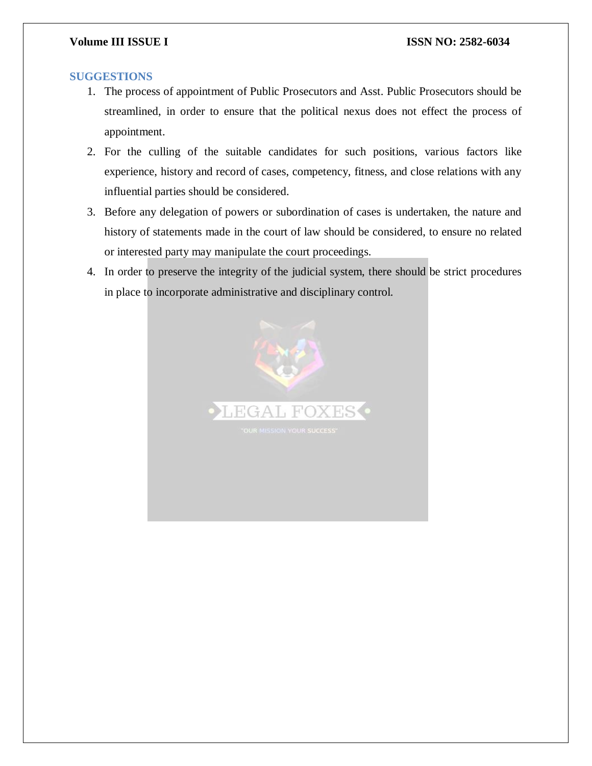## SUGGESTIONS

1. The process of appointment of Public Prosecutors and Asst. Public Prosecutors should be streamlined, in order to ensure that the political nexus does not effect the process of appointment.
2. For the culling of the suitable candidates for such positions, various factors like experience, history and record of cases, competency, fitness, and close relations with any influential parties should be considered.
3. Before any delegation of powers or subordination of cases is undertaken, the nature and history of statements made in the court of law should be considered, to ensure no related or interested party may manipulate the court proceedings.
4. In order to preserve the integrity of the judicial system, there should be strict procedures in place to incorporate administrative and disciplinary control.